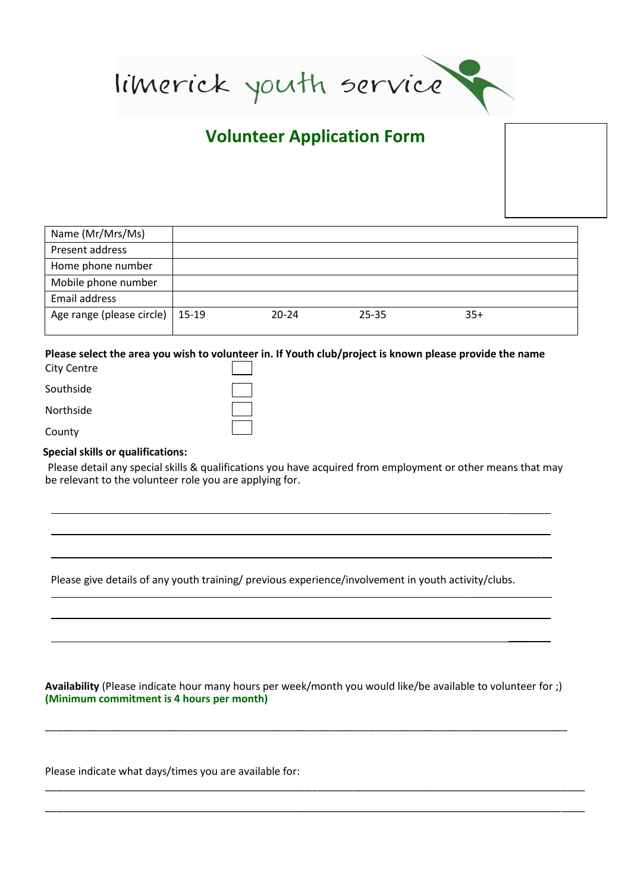limerick youth service

# Volunteer Application Form

| Name (Mr/Mrs/Ms) | | | | |
|---|---|---|---|---|
| Present address | | | | |
| Home phone number | | | | |
| Mobile phone number | | | | |
| Email address | | | | |
| Age range (please circle) | 15-19 | 20-24 | 25-35 | 35+ |

**Please select the area you wish to volunteer in. If Youth club/project is known please provide the name**

City Centre ☐

Southside ☐

Northside ☐

County ☐

**Special skills or qualifications:**

Please detail any special skills & qualifications you have acquired from employment or other means that may be relevant to the volunteer role you are applying for.

\_\_\_\_\_\_\_\_\_\_\_\_\_\_\_\_\_\_\_\_\_\_\_\_\_\_\_\_\_\_\_\_\_\_\_\_\_\_\_\_\_\_\_\_\_\_\_\_\_\_\_\_\_\_\_\_\_\_\_\_\_\_\_\_\_\_\_\_\_\_\_\_

\_\_\_\_\_\_\_\_\_\_\_\_\_\_\_\_\_\_\_\_\_\_\_\_\_\_\_\_\_\_\_\_\_\_\_\_\_\_\_\_\_\_\_\_\_\_\_\_\_\_\_\_\_\_\_\_\_\_\_\_\_\_\_\_\_\_\_\_\_\_\_\_

\_\_\_\_\_\_\_\_\_\_\_\_\_\_\_\_\_\_\_\_\_\_\_\_\_\_\_\_\_\_\_\_\_\_\_\_\_\_\_\_\_\_\_\_\_\_\_\_\_\_\_\_\_\_\_\_\_\_\_\_\_\_\_\_\_\_\_\_\_\_\_\_

Please give details of any youth training/ previous experience/involvement in youth activity/clubs.

\_\_\_\_\_\_\_\_\_\_\_\_\_\_\_\_\_\_\_\_\_\_\_\_\_\_\_\_\_\_\_\_\_\_\_\_\_\_\_\_\_\_\_\_\_\_\_\_\_\_\_\_\_\_\_\_\_\_\_\_\_\_\_\_\_\_\_\_\_\_\_\_

\_\_\_\_\_\_\_\_\_\_\_\_\_\_\_\_\_\_\_\_\_\_\_\_\_\_\_\_\_\_\_\_\_\_\_\_\_\_\_\_\_\_\_\_\_\_\_\_\_\_\_\_\_\_\_\_\_\_\_\_\_\_\_\_\_\_\_\_\_\_\_\_

\_\_\_\_\_\_\_\_\_\_\_\_\_\_\_\_\_\_\_\_\_\_\_\_\_\_\_\_\_\_\_\_\_\_\_\_\_\_\_\_\_\_\_\_\_\_\_\_\_\_\_\_\_\_\_\_\_\_\_\_\_\_\_\_\_\_\_\_\_\_\_\_

**Availability** (Please indicate hour many hours per week/month you would like/be available to volunteer for ;) **(Minimum commitment is 4 hours per month)**

\_\_\_\_\_\_\_\_\_\_\_\_\_\_\_\_\_\_\_\_\_\_\_\_\_\_\_\_\_\_\_\_\_\_\_\_\_\_\_\_\_\_\_\_\_\_\_\_\_\_\_\_\_\_\_\_\_\_\_\_\_\_\_\_\_\_\_\_\_\_\_\_

Please indicate what days/times you are available for:

\_\_\_\_\_\_\_\_\_\_\_\_\_\_\_\_\_\_\_\_\_\_\_\_\_\_\_\_\_\_\_\_\_\_\_\_\_\_\_\_\_\_\_\_\_\_\_\_\_\_\_\_\_\_\_\_\_\_\_\_\_\_\_\_\_\_\_\_\_\_\_\_

\_\_\_\_\_\_\_\_\_\_\_\_\_\_\_\_\_\_\_\_\_\_\_\_\_\_\_\_\_\_\_\_\_\_\_\_\_\_\_\_\_\_\_\_\_\_\_\_\_\_\_\_\_\_\_\_\_\_\_\_\_\_\_\_\_\_\_\_\_\_\_\_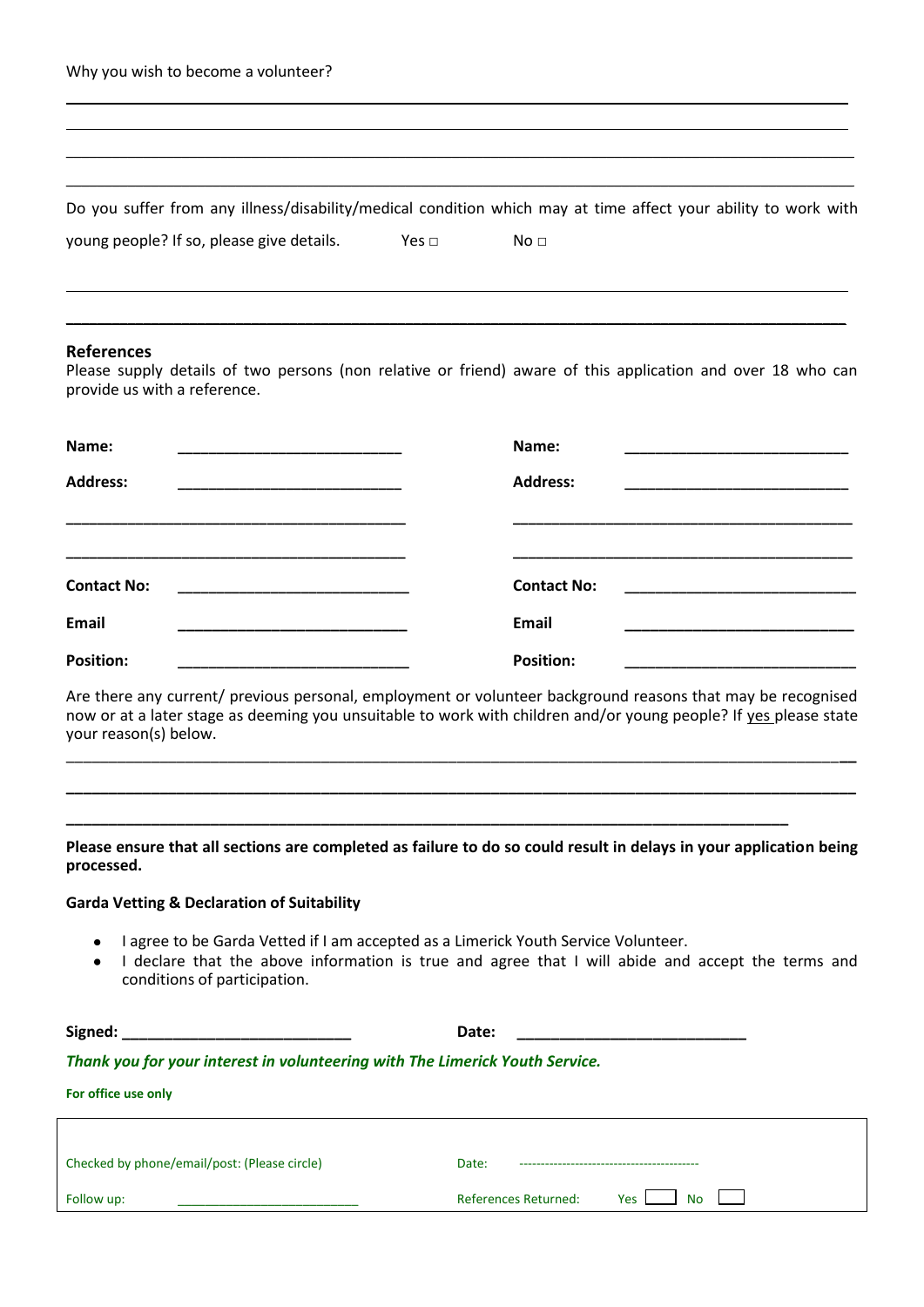Why you wish to become a volunteer?

\_\_\_\_\_\_\_\_\_\_\_\_\_\_\_\_\_\_\_\_\_\_\_\_\_\_\_\_\_\_\_\_\_\_\_\_\_\_\_\_\_\_\_\_\_\_\_\_\_\_\_\_\_\_\_\_\_\_\_\_\_\_\_\_\_\_\_\_\_\_\_\_\_\_\_\_\_\_\_\_\_\_\_\_\_\_\_\_\_\_

\_\_\_\_\_\_\_\_\_\_\_\_\_\_\_\_\_\_\_\_\_\_\_\_\_\_\_\_\_\_\_\_\_\_\_\_\_\_\_\_\_\_\_\_\_\_\_\_\_\_\_\_\_\_\_\_\_\_\_\_\_\_\_\_\_\_\_\_\_\_\_\_\_\_\_\_\_\_\_\_\_\_\_\_\_\_\_\_\_\_

\_\_\_\_\_\_\_\_\_\_\_\_\_\_\_\_\_\_\_\_\_\_\_\_\_\_\_\_\_\_\_\_\_\_\_\_\_\_\_\_\_\_\_\_\_\_\_\_\_\_\_\_\_\_\_\_\_\_\_\_\_\_\_\_\_\_\_\_\_\_\_\_\_\_\_\_\_\_\_\_\_\_\_\_\_\_\_\_\_\_

\_\_\_\_\_\_\_\_\_\_\_\_\_\_\_\_\_\_\_\_\_\_\_\_\_\_\_\_\_\_\_\_\_\_\_\_\_\_\_\_\_\_\_\_\_\_\_\_\_\_\_\_\_\_\_\_\_\_\_\_\_\_\_\_\_\_\_\_\_\_\_\_\_\_\_\_\_\_\_\_\_\_\_\_\_\_\_\_\_\_

Do you suffer from any illness/disability/medical condition which may at time affect your ability to work with young people? If so, please give details. Yes □ No □

\_\_\_\_\_\_\_\_\_\_\_\_\_\_\_\_\_\_\_\_\_\_\_\_\_\_\_\_\_\_\_\_\_\_\_\_\_\_\_\_\_\_\_\_\_\_\_\_\_\_\_\_\_\_\_\_\_\_\_\_\_\_\_\_\_\_\_\_\_\_\_\_\_\_\_\_\_\_\_\_\_\_\_\_\_\_\_\_\_\_

\_\_\_\_\_\_\_\_\_\_\_\_\_\_\_\_\_\_\_\_\_\_\_\_\_\_\_\_\_\_\_\_\_\_\_\_\_\_\_\_\_\_\_\_\_\_\_\_\_\_\_\_\_\_\_\_\_\_\_\_\_\_\_\_\_\_\_\_\_\_\_\_\_\_\_\_\_\_\_\_\_\_\_\_\_\_\_\_\_\_

## References

Please supply details of two persons (non relative or friend) aware of this application and over 18 who can provide us with a reference.

| | |
|---|---|
| **Name:** \_\_\_\_\_\_\_\_\_\_\_\_\_\_\_\_\_\_\_\_\_\_\_\_\_\_\_ | **Name:** \_\_\_\_\_\_\_\_\_\_\_\_\_\_\_\_\_\_\_\_\_\_\_\_\_\_\_ |
| **Address:** \_\_\_\_\_\_\_\_\_\_\_\_\_\_\_\_\_\_\_\_\_\_\_\_\_\_\_ | **Address:** \_\_\_\_\_\_\_\_\_\_\_\_\_\_\_\_\_\_\_\_\_\_\_\_\_\_\_ |
| \_\_\_\_\_\_\_\_\_\_\_\_\_\_\_\_\_\_\_\_\_\_\_\_\_\_\_\_\_\_\_\_\_\_\_\_\_\_\_\_\_\_ | \_\_\_\_\_\_\_\_\_\_\_\_\_\_\_\_\_\_\_\_\_\_\_\_\_\_\_\_\_\_\_\_\_\_\_\_\_\_\_\_\_\_ |
| \_\_\_\_\_\_\_\_\_\_\_\_\_\_\_\_\_\_\_\_\_\_\_\_\_\_\_\_\_\_\_\_\_\_\_\_\_\_\_\_\_\_ | \_\_\_\_\_\_\_\_\_\_\_\_\_\_\_\_\_\_\_\_\_\_\_\_\_\_\_\_\_\_\_\_\_\_\_\_\_\_\_\_\_\_ |
| **Contact No:** \_\_\_\_\_\_\_\_\_\_\_\_\_\_\_\_\_\_\_\_\_\_\_\_\_\_\_ | **Contact No:** \_\_\_\_\_\_\_\_\_\_\_\_\_\_\_\_\_\_\_\_\_\_\_\_\_\_\_ |
| **Email** \_\_\_\_\_\_\_\_\_\_\_\_\_\_\_\_\_\_\_\_\_\_\_\_\_\_\_ | **Email** \_\_\_\_\_\_\_\_\_\_\_\_\_\_\_\_\_\_\_\_\_\_\_\_\_\_\_ |
| **Position:** \_\_\_\_\_\_\_\_\_\_\_\_\_\_\_\_\_\_\_\_\_\_\_\_\_\_\_ | **Position:** \_\_\_\_\_\_\_\_\_\_\_\_\_\_\_\_\_\_\_\_\_\_\_\_\_\_\_ |

Are there any current/ previous personal, employment or volunteer background reasons that may be recognised now or at a later stage as deeming you unsuitable to work with children and/or young people? If yes please state your reason(s) below.

\_\_\_\_\_\_\_\_\_\_\_\_\_\_\_\_\_\_\_\_\_\_\_\_\_\_\_\_\_\_\_\_\_\_\_\_\_\_\_\_\_\_\_\_\_\_\_\_\_\_\_\_\_\_\_\_\_\_\_\_\_\_\_\_\_\_\_\_\_\_\_\_\_\_\_\_\_\_\_\_\_\_\_\_\_\_\_\_\_\_

\_\_\_\_\_\_\_\_\_\_\_\_\_\_\_\_\_\_\_\_\_\_\_\_\_\_\_\_\_\_\_\_\_\_\_\_\_\_\_\_\_\_\_\_\_\_\_\_\_\_\_\_\_\_\_\_\_\_\_\_\_\_\_\_\_\_\_\_\_\_\_\_\_\_\_\_\_\_\_\_\_\_\_\_\_\_\_\_\_\_

\_\_\_\_\_\_\_\_\_\_\_\_\_\_\_\_\_\_\_\_\_\_\_\_\_\_\_\_\_\_\_\_\_\_\_\_\_\_\_\_\_\_\_\_\_\_\_\_\_\_\_\_\_\_\_\_\_\_\_\_\_\_\_\_\_\_\_\_\_\_\_\_\_\_\_\_\_\_\_\_\_\_\_\_\_\_\_\_\_\_

**Please ensure that all sections are completed as failure to do so could result in delays in your application being processed.**

**Garda Vetting & Declaration of Suitability**

- I agree to be Garda Vetted if I am accepted as a Limerick Youth Service Volunteer.
- I declare that the above information is true and agree that I will abide and accept the terms and conditions of participation.

**Signed:** \_\_\_\_\_\_\_\_\_\_\_\_\_\_\_\_\_\_\_\_\_\_\_\_\_\_\_ **Date:** \_\_\_\_\_\_\_\_\_\_\_\_\_\_\_\_\_\_\_\_\_\_\_\_\_\_\_

***Thank you for your interest in volunteering with The Limerick Youth Service.***

**For office use only**

| | |
|---|---|
| Checked by phone/email/post: (Please circle) | Date: ----------------------------------------- |
| Follow up: \_\_\_\_\_\_\_\_\_\_\_\_\_\_\_\_\_\_\_\_\_\_\_\_\_\_ | References Returned: Yes ☐ No ☐ |